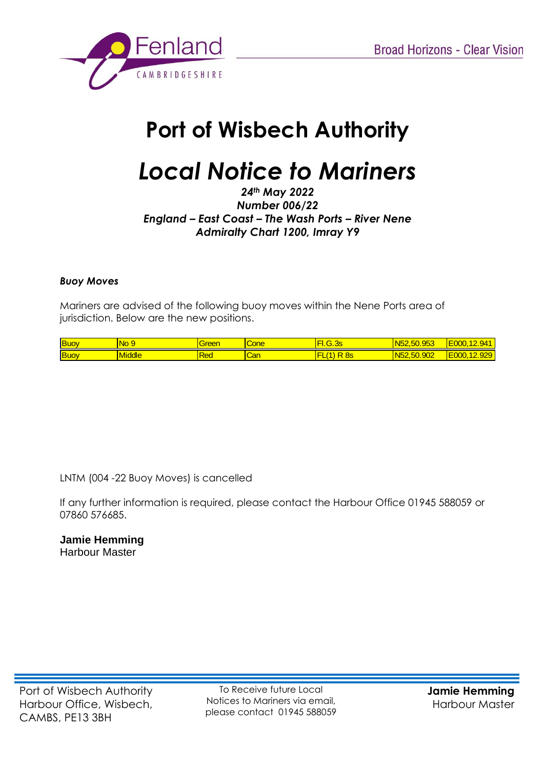# Port of Wisbech Authority

# *Local Notice to Mariners*

***24th May 2022***
***Number 006/22***
***England – East Coast – The Wash Ports – River Nene***
***Admiralty Chart 1200, Imray Y9***

***Buoy Moves***

Mariners are advised of the following buoy moves within the Nene Ports area of jurisdiction. Below are the new positions.

| | | | | | | |
|---|---|---|---|---|---|---|
| Buoy | No 9 | Green | Cone | Fl.G.3s | N52,50.953 | E000,12.941 |
| Buoy | Middle | Red | Can | FL(1) R 8s | N52,50.902 | E000,12.929 |

LNTM (004 -22 Buoy Moves) is cancelled

If any further information is required, please contact the Harbour Office 01945 588059 or 07860 576685.

**Jamie Hemming**
Harbour Master

Port of Wisbech Authority
Harbour Office, Wisbech,
CAMBS, PE13 3BH

To Receive future Local Notices to Mariners via email, please contact 01945 588059

**Jamie Hemming**
Harbour Master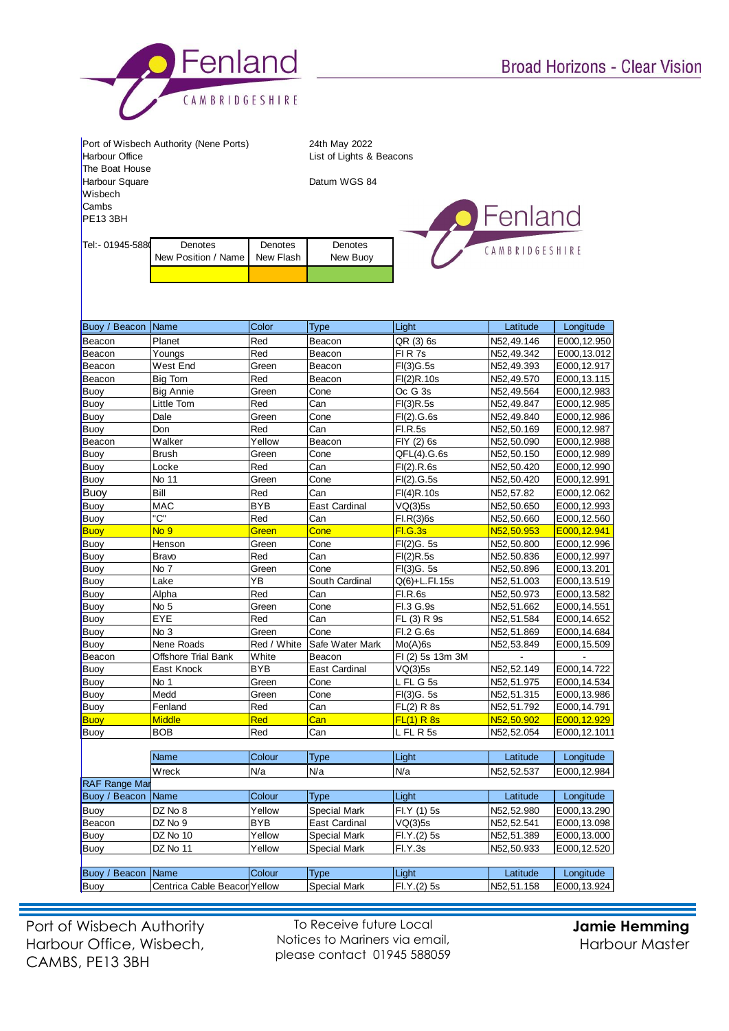Fenland CAMBRIDGESHIRE

Broad Horizons - Clear Vision

Port of Wisbech Authority (Nene Ports)
Harbour Office
The Boat House
Harbour Square
Wisbech
Cambs
PE13 3BH

24th May 2022
List of Lights & Beacons

Datum WGS 84

Tel:- 01945-5880

| Denotes New Position / Name | Denotes New Flash | Denotes New Buoy |
|---|---|---|

| Buoy / Beacon | Name | Color | Type | Light | Latitude | Longitude |
|---|---|---|---|---|---|---|
| Beacon | Planet | Red | Beacon | QR (3) 6s | N52,49.146 | E000,12.950 |
| Beacon | Youngs | Red | Beacon | Fl R 7s | N52,49.342 | E000,13.012 |
| Beacon | West End | Green | Beacon | Fl(3)G.5s | N52,49.393 | E000,12.917 |
| Beacon | Big Tom | Red | Beacon | Fl(2)R.10s | N52,49.570 | E000,13.115 |
| Buoy | Big Annie | Green | Cone | Oc G 3s | N52,49.564 | E000,12.983 |
| Buoy | Little Tom | Red | Can | Fl(3)R.5s | N52,49.847 | E000,12.985 |
| Buoy | Dale | Green | Cone | Fl(2).G.6s | N52,49.840 | E000,12.986 |
| Buoy | Don | Red | Can | Fl.R.5s | N52,50.169 | E000,12.987 |
| Beacon | Walker | Yellow | Beacon | FlY (2) 6s | N52,50.090 | E000,12.988 |
| Buoy | Brush | Green | Cone | QFL(4).G.6s | N52,50.150 | E000,12.989 |
| Buoy | Locke | Red | Can | Fl(2).R.6s | N52,50.420 | E000,12.990 |
| Buoy | No 11 | Green | Cone | Fl(2).G.5s | N52,50.420 | E000,12.991 |
| Buoy | Bill | Red | Can | Fl(4)R.10s | N52,57.82 | E000,12.062 |
| Buoy | MAC | BYB | East Cardinal | VQ(3)5s | N52,50.650 | E000,12.993 |
| Buoy | "C" | Red | Can | Fl.R(3)6s | N52,50.660 | E000,12.560 |
| Buoy | No 9 | Green | Cone | Fl.G.3s | N52,50.953 | E000,12.941 |
| Buoy | Henson | Green | Cone | Fl(2)G. 5s | N52,50.800 | E000,12.996 |
| Buoy | Bravo | Red | Can | Fl(2)R.5s | N52,50.836 | E000,12.997 |
| Buoy | No 7 | Green | Cone | Fl(3)G. 5s | N52,50.896 | E000,13.201 |
| Buoy | Lake | YB | South Cardinal | Q(6)+L.Fl.15s | N52,51.003 | E000,13.519 |
| Buoy | Alpha | Red | Can | Fl.R.6s | N52,50.973 | E000,13.582 |
| Buoy | No 5 | Green | Cone | Fl.3 G.9s | N52,51.662 | E000,14.551 |
| Buoy | EYE | Red | Can | FL (3) R 9s | N52,51.584 | E000,14.652 |
| Buoy | No 3 | Green | Cone | Fl.2 G.6s | N52,51.869 | E000,14.684 |
| Buoy | Nene Roads | Red / White | Safe Water Mark | Mo(A)6s | N52,53.849 | E000,15.509 |
| Beacon | Offshore Trial Bank | White | Beacon | Fl (2) 5s 13m 3M | - | - |
| Buoy | East Knock | BYB | East Cardinal | VQ(3)5s | N52,52.149 | E000,14.722 |
| Buoy | No 1 | Green | Cone | L FL G 5s | N52,51.975 | E000,14.534 |
| Buoy | Medd | Green | Cone | Fl(3)G. 5s | N52,51.315 | E000,13.986 |
| Buoy | Fenland | Red | Can | FL(2) R 8s | N52,51.792 | E000,14.791 |
| Buoy | Middle | Red | Can | FL(1) R 8s | N52,50.902 | E000,12.929 |
| Buoy | BOB | Red | Can | L FL R 5s | N52,52.054 | E000,12.1011 |

| Name | Colour | Type | Light | Latitude | Longitude |
|---|---|---|---|---|---|
| Wreck | N/a | N/a | N/a | N52,52.537 | E000,12.984 |

RAF Range Mar

| Buoy / Beacon | Name | Colour | Type | Light | Latitude | Longitude |
|---|---|---|---|---|---|---|
| Buoy | DZ No 8 | Yellow | Special Mark | Fl.Y (1) 5s | N52,52.980 | E000,13.290 |
| Beacon | DZ No 9 | BYB | East Cardinal | VQ(3)5s | N52,52.541 | E000,13.098 |
| Buoy | DZ No 10 | Yellow | Special Mark | Fl.Y.(2) 5s | N52,51.389 | E000,13.000 |
| Buoy | DZ No 11 | Yellow | Special Mark | Fl.Y.3s | N52,50.933 | E000,12.520 |

| Buoy / Beacon | Name | Colour | Type | Light | Latitude | Longitude |
|---|---|---|---|---|---|---|
| Buoy | Centrica Cable Beacon | Yellow | Special Mark | Fl.Y.(2) 5s | N52,51.158 | E000,13.924 |

Port of Wisbech Authority
Harbour Office, Wisbech,
CAMBS, PE13 3BH

To Receive future Local
Notices to Mariners via email,
please contact 01945 588059

**Jamie Hemming**
Harbour Master